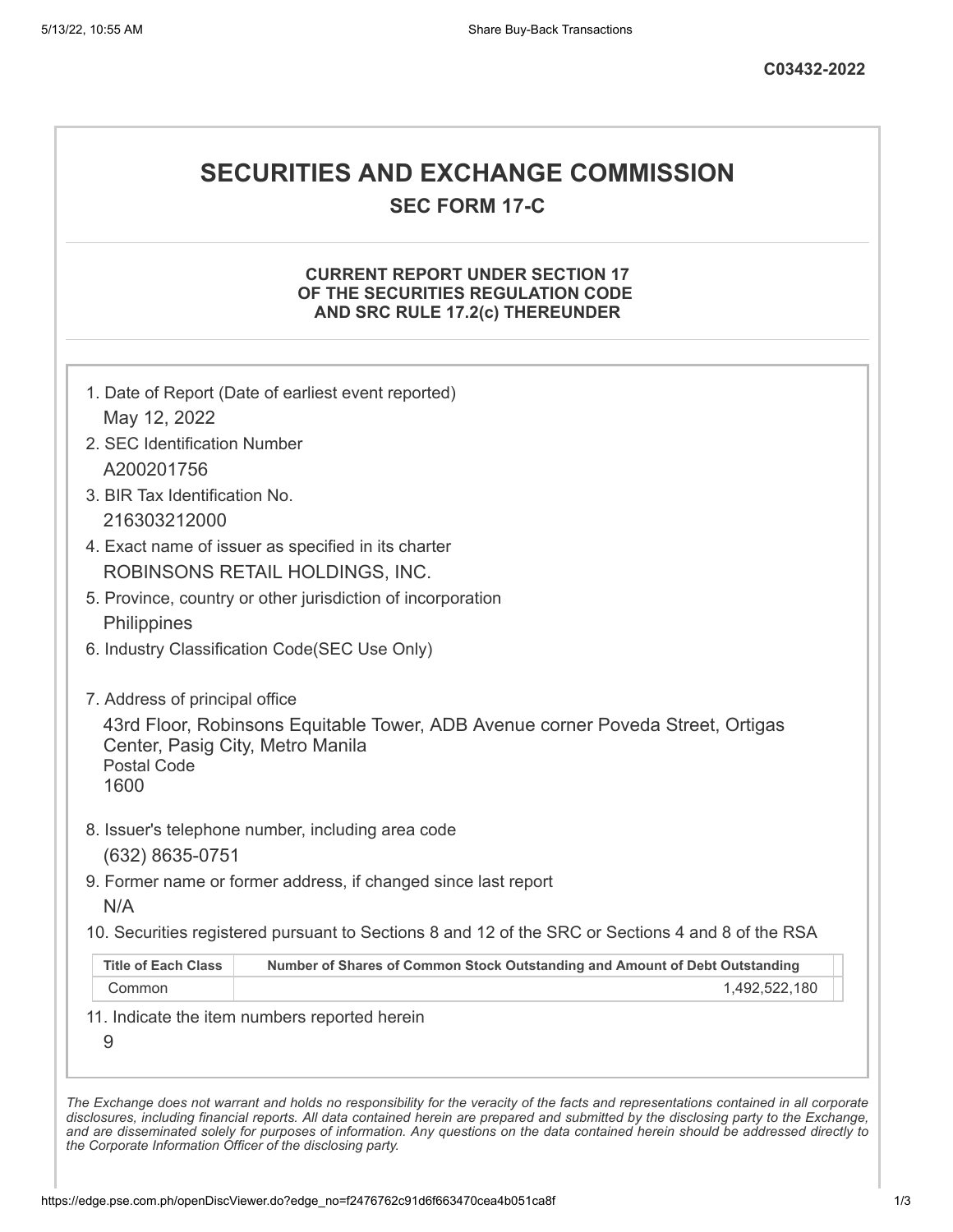C03432-2022

# SECURITIES AND EXCHANGE COMMISSION

## SEC FORM 17-C

### CURRENT REPORT UNDER SECTION 17 OF THE SECURITIES REGULATION CODE AND SRC RULE 17.2(c) THEREUNDER

1. Date of Report (Date of earliest event reported)
   May 12, 2022
2. SEC Identification Number
   A200201756
3. BIR Tax Identification No.
   216303212000
4. Exact name of issuer as specified in its charter
   ROBINSONS RETAIL HOLDINGS, INC.
5. Province, country or other jurisdiction of incorporation
   Philippines
6. Industry Classification Code(SEC Use Only)

7. Address of principal office
   43rd Floor, Robinsons Equitable Tower, ADB Avenue corner Poveda Street, Ortigas Center, Pasig City, Metro Manila
   Postal Code
   1600
8. Issuer's telephone number, including area code
   (632) 8635-0751
9. Former name or former address, if changed since last report
   N/A
10. Securities registered pursuant to Sections 8 and 12 of the SRC or Sections 4 and 8 of the RSA

| Title of Each Class | Number of Shares of Common Stock Outstanding and Amount of Debt Outstanding |
|---|---|
| Common | 1,492,522,180 |

11. Indicate the item numbers reported herein
    9

*The Exchange does not warrant and holds no responsibility for the veracity of the facts and representations contained in all corporate disclosures, including financial reports. All data contained herein are prepared and submitted by the disclosing party to the Exchange, and are disseminated solely for purposes of information. Any questions on the data contained herein should be addressed directly to the Corporate Information Officer of the disclosing party.*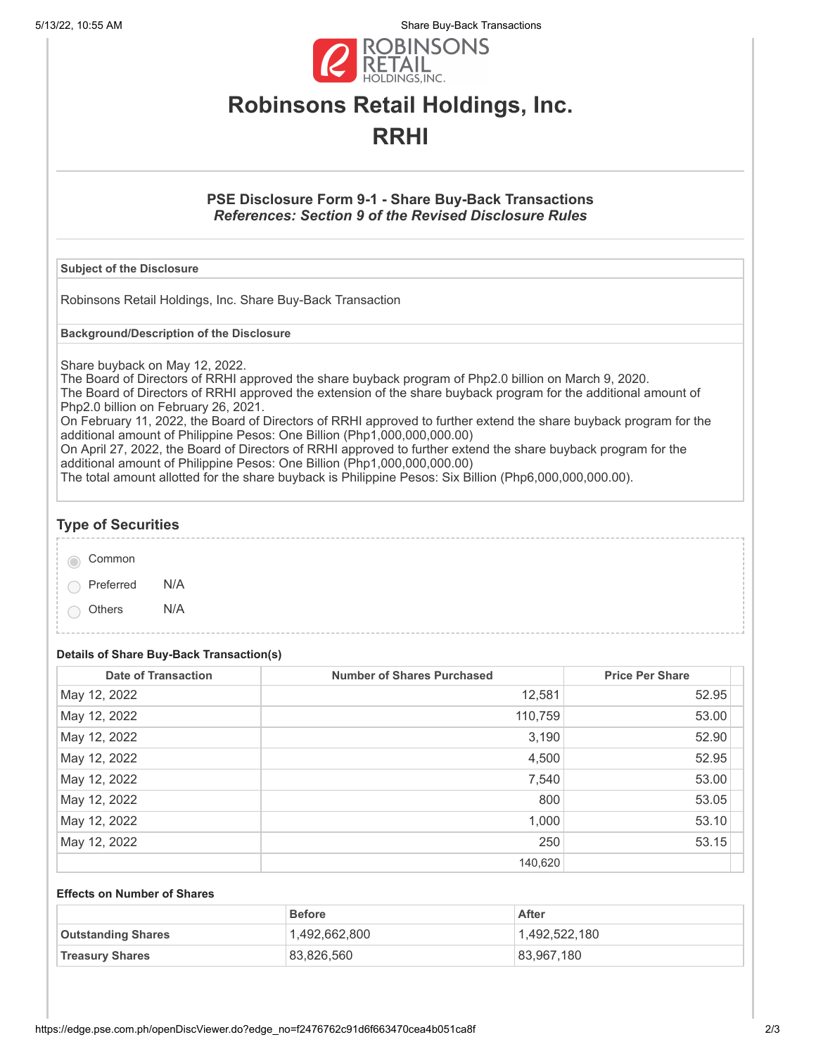# Robinsons Retail Holdings, Inc.

# RRHI

### PSE Disclosure Form 9-1 - Share Buy-Back Transactions

***References: Section 9 of the Revised Disclosure Rules***

**Subject of the Disclosure**

Robinsons Retail Holdings, Inc. Share Buy-Back Transaction

**Background/Description of the Disclosure**

Share buyback on May 12, 2022.
The Board of Directors of RRHI approved the share buyback program of Php2.0 billion on March 9, 2020.
The Board of Directors of RRHI approved the extension of the share buyback program for the additional amount of Php2.0 billion on February 26, 2021.
On February 11, 2022, the Board of Directors of RRHI approved to further extend the share buyback program for the additional amount of Philippine Pesos: One Billion (Php1,000,000,000.00)
On April 27, 2022, the Board of Directors of RRHI approved to further extend the share buyback program for the additional amount of Philippine Pesos: One Billion (Php1,000,000,000.00)
The total amount allotted for the share buyback is Philippine Pesos: Six Billion (Php6,000,000,000.00).

## Type of Securities

- (●) Common
- ( ) Preferred N/A
- ( ) Others N/A

**Details of Share Buy-Back Transaction(s)**

| Date of Transaction | Number of Shares Purchased | Price Per Share |
|---|---|---|
| May 12, 2022 | 12,581 | 52.95 |
| May 12, 2022 | 110,759 | 53.00 |
| May 12, 2022 | 3,190 | 52.90 |
| May 12, 2022 | 4,500 | 52.95 |
| May 12, 2022 | 7,540 | 53.00 |
| May 12, 2022 | 800 | 53.05 |
| May 12, 2022 | 1,000 | 53.10 |
| May 12, 2022 | 250 | 53.15 |
| | 140,620 | |

**Effects on Number of Shares**

| | Before | After |
|---|---|---|
| **Outstanding Shares** | 1,492,662,800 | 1,492,522,180 |
| **Treasury Shares** | 83,826,560 | 83,967,180 |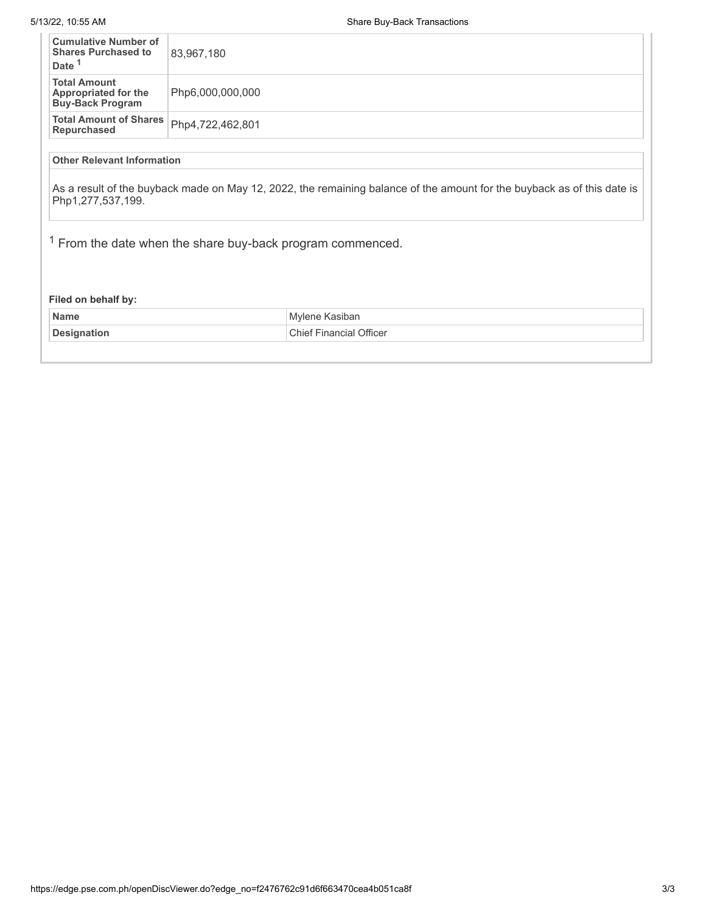| | |
|---|---|
| **Cumulative Number of Shares Purchased to Date [1]** | 83,967,180 |
| **Total Amount Appropriated for the Buy-Back Program** | Php6,000,000,000 |
| **Total Amount of Shares Repurchased** | Php4,722,462,801 |

| **Other Relevant Information** |
|---|
| As a result of the buyback made on May 12, 2022, the remaining balance of the amount for the buyback as of this date is Php1,277,537,199. |

[1] From the date when the share buy-back program commenced.

**Filed on behalf by:**

| | |
|---|---|
| **Name** | Mylene Kasiban |
| **Designation** | Chief Financial Officer |